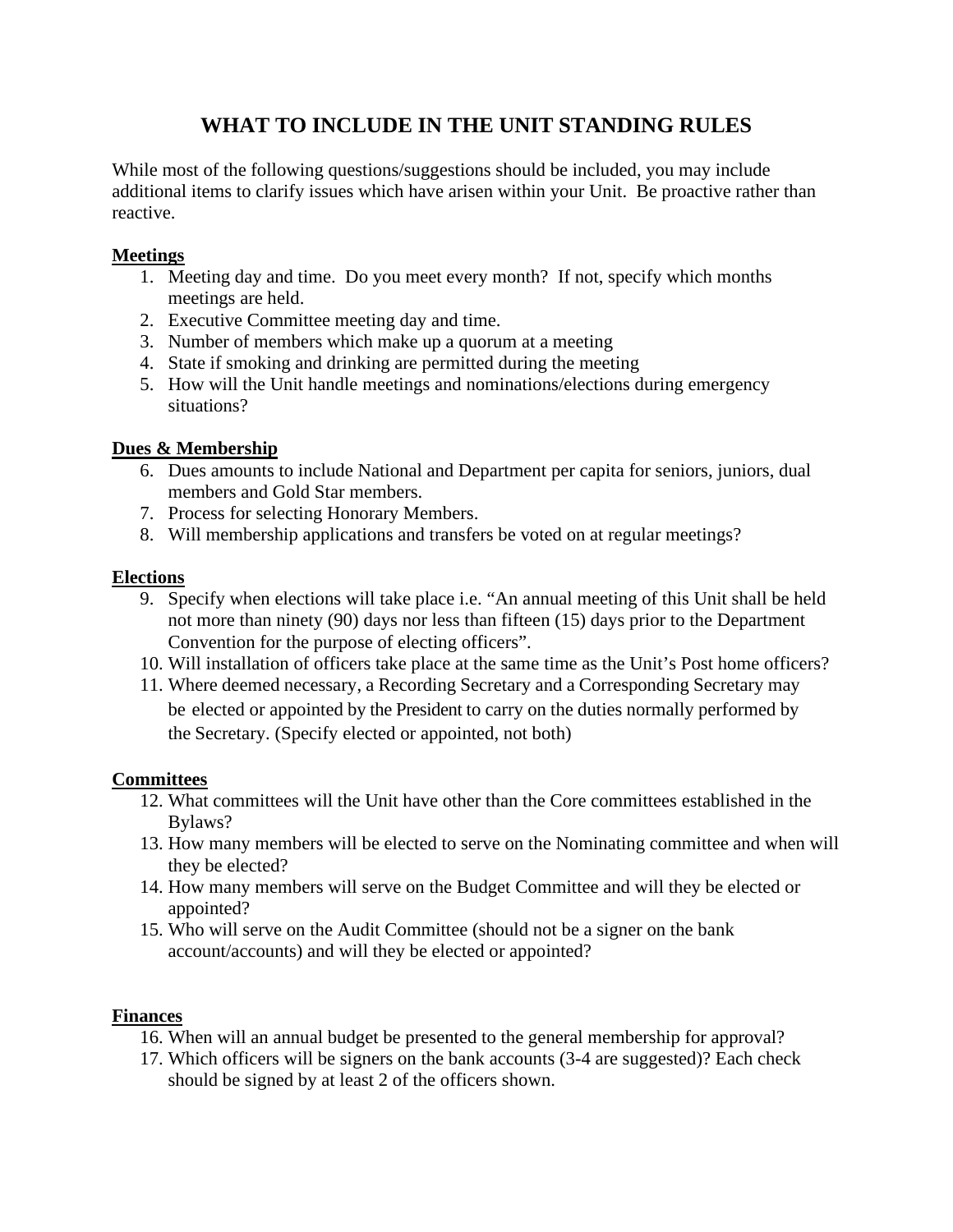# WHAT TO INCLUDE IN THE UNIT STANDING RULES

While most of the following questions/suggestions should be included, you may include additional items to clarify issues which have arisen within your Unit. Be proactive rather than reactive.

**Meetings**

1. Meeting day and time. Do you meet every month? If not, specify which months meetings are held.
2. Executive Committee meeting day and time.
3. Number of members which make up a quorum at a meeting
4. State if smoking and drinking are permitted during the meeting
5. How will the Unit handle meetings and nominations/elections during emergency situations?

**Dues & Membership**

6. Dues amounts to include National and Department per capita for seniors, juniors, dual members and Gold Star members.
7. Process for selecting Honorary Members.
8. Will membership applications and transfers be voted on at regular meetings?

**Elections**

9. Specify when elections will take place i.e. "An annual meeting of this Unit shall be held not more than ninety (90) days nor less than fifteen (15) days prior to the Department Convention for the purpose of electing officers".
10. Will installation of officers take place at the same time as the Unit's Post home officers?
11. Where deemed necessary, a Recording Secretary and a Corresponding Secretary may be elected or appointed by the President to carry on the duties normally performed by the Secretary. (Specify elected or appointed, not both)

**Committees**

12. What committees will the Unit have other than the Core committees established in the Bylaws?
13. How many members will be elected to serve on the Nominating committee and when will they be elected?
14. How many members will serve on the Budget Committee and will they be elected or appointed?
15. Who will serve on the Audit Committee (should not be a signer on the bank account/accounts) and will they be elected or appointed?

**Finances**

16. When will an annual budget be presented to the general membership for approval?
17. Which officers will be signers on the bank accounts (3-4 are suggested)? Each check should be signed by at least 2 of the officers shown.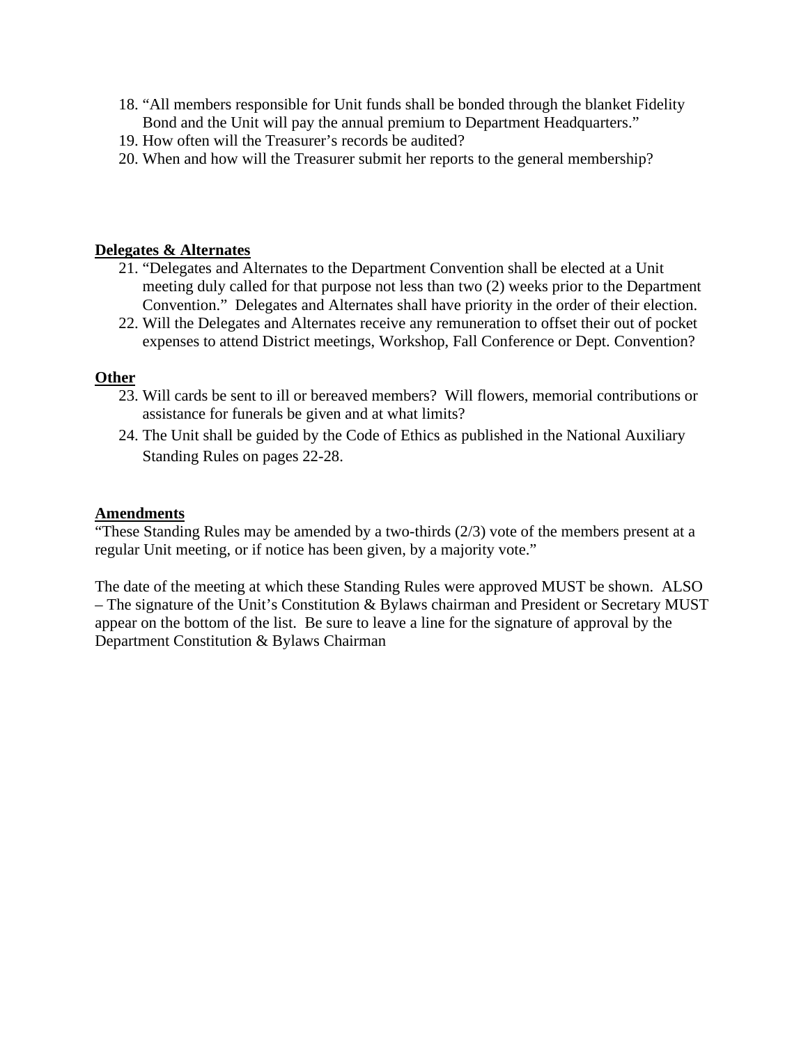18. "All members responsible for Unit funds shall be bonded through the blanket Fidelity Bond and the Unit will pay the annual premium to Department Headquarters."
19. How often will the Treasurer's records be audited?
20. When and how will the Treasurer submit her reports to the general membership?

**Delegates & Alternates**

21. "Delegates and Alternates to the Department Convention shall be elected at a Unit meeting duly called for that purpose not less than two (2) weeks prior to the Department Convention." Delegates and Alternates shall have priority in the order of their election.
22. Will the Delegates and Alternates receive any remuneration to offset their out of pocket expenses to attend District meetings, Workshop, Fall Conference or Dept. Convention?

**Other**

23. Will cards be sent to ill or bereaved members? Will flowers, memorial contributions or assistance for funerals be given and at what limits?
24. The Unit shall be guided by the Code of Ethics as published in the National Auxiliary Standing Rules on pages 22-28.

**Amendments**

"These Standing Rules may be amended by a two-thirds (2/3) vote of the members present at a regular Unit meeting, or if notice has been given, by a majority vote."

The date of the meeting at which these Standing Rules were approved MUST be shown. ALSO – The signature of the Unit's Constitution & Bylaws chairman and President or Secretary MUST appear on the bottom of the list. Be sure to leave a line for the signature of approval by the Department Constitution & Bylaws Chairman